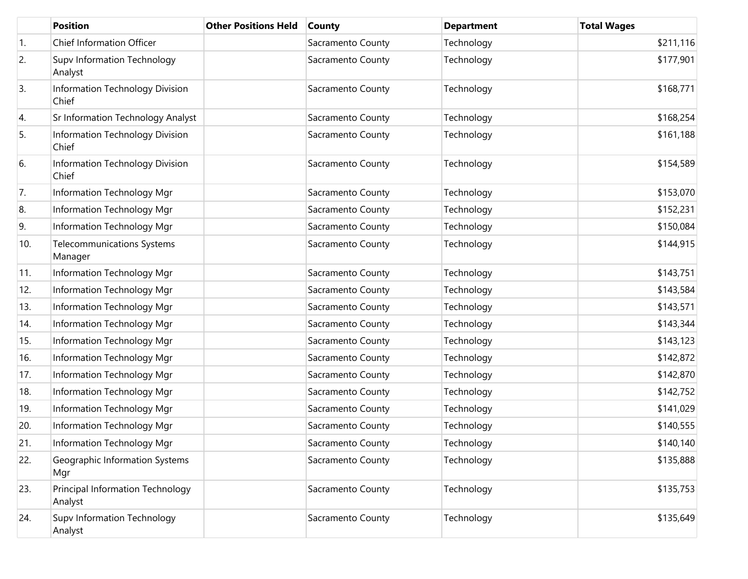| | Position | Other Positions Held | County | Department | Total Wages |
|---|---|---|---|---|---|
| 1. | Chief Information Officer | | Sacramento County | Technology | $211,116 |
| 2. | Supv Information Technology Analyst | | Sacramento County | Technology | $177,901 |
| 3. | Information Technology Division Chief | | Sacramento County | Technology | $168,771 |
| 4. | Sr Information Technology Analyst | | Sacramento County | Technology | $168,254 |
| 5. | Information Technology Division Chief | | Sacramento County | Technology | $161,188 |
| 6. | Information Technology Division Chief | | Sacramento County | Technology | $154,589 |
| 7. | Information Technology Mgr | | Sacramento County | Technology | $153,070 |
| 8. | Information Technology Mgr | | Sacramento County | Technology | $152,231 |
| 9. | Information Technology Mgr | | Sacramento County | Technology | $150,084 |
| 10. | Telecommunications Systems Manager | | Sacramento County | Technology | $144,915 |
| 11. | Information Technology Mgr | | Sacramento County | Technology | $143,751 |
| 12. | Information Technology Mgr | | Sacramento County | Technology | $143,584 |
| 13. | Information Technology Mgr | | Sacramento County | Technology | $143,571 |
| 14. | Information Technology Mgr | | Sacramento County | Technology | $143,344 |
| 15. | Information Technology Mgr | | Sacramento County | Technology | $143,123 |
| 16. | Information Technology Mgr | | Sacramento County | Technology | $142,872 |
| 17. | Information Technology Mgr | | Sacramento County | Technology | $142,870 |
| 18. | Information Technology Mgr | | Sacramento County | Technology | $142,752 |
| 19. | Information Technology Mgr | | Sacramento County | Technology | $141,029 |
| 20. | Information Technology Mgr | | Sacramento County | Technology | $140,555 |
| 21. | Information Technology Mgr | | Sacramento County | Technology | $140,140 |
| 22. | Geographic Information Systems Mgr | | Sacramento County | Technology | $135,888 |
| 23. | Principal Information Technology Analyst | | Sacramento County | Technology | $135,753 |
| 24. | Supv Information Technology Analyst | | Sacramento County | Technology | $135,649 |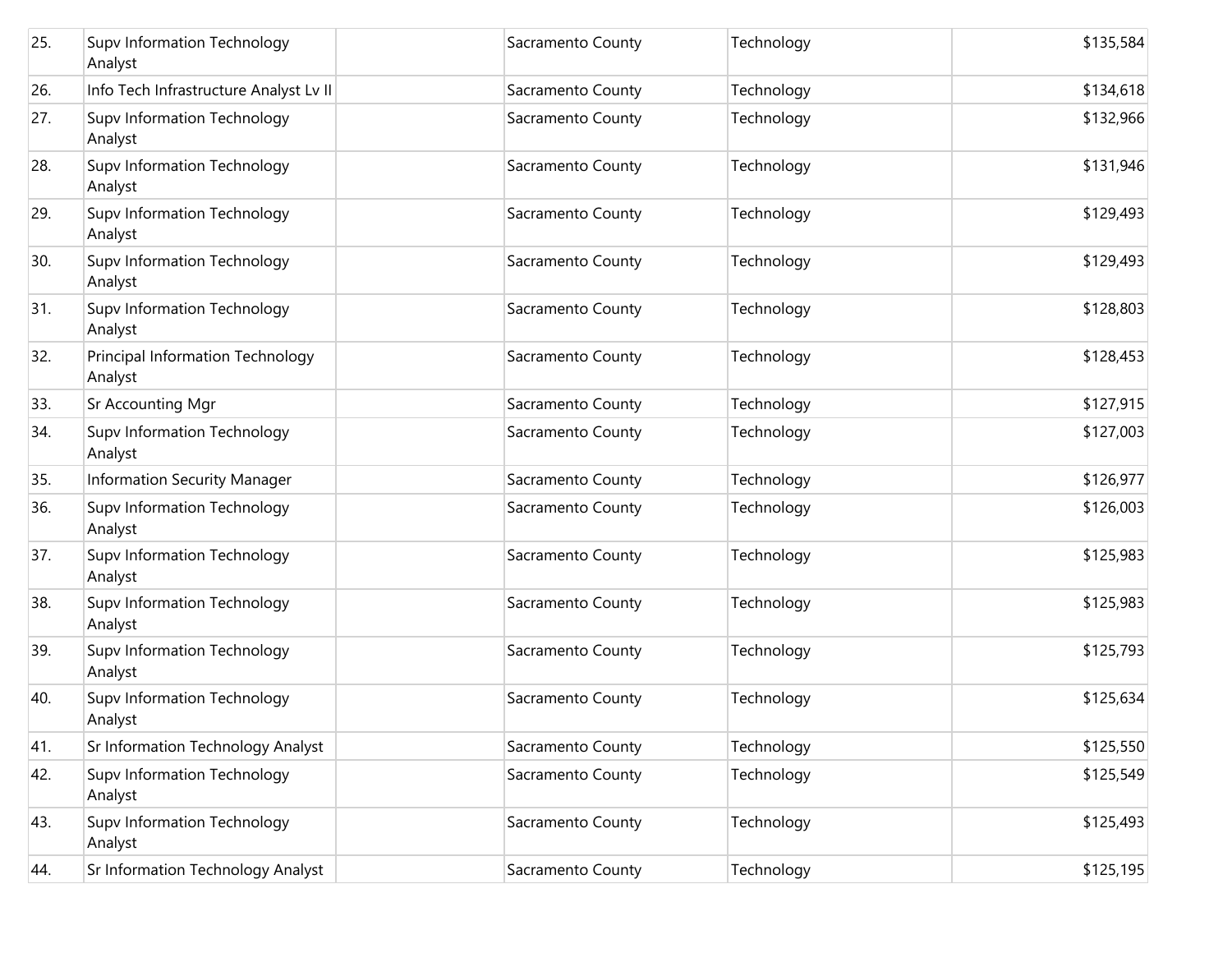| | | | | | |
|---|---|---|---|---|---|
| 25. | Supv Information Technology Analyst | | Sacramento County | Technology | $135,584 |
| 26. | Info Tech Infrastructure Analyst Lv II | | Sacramento County | Technology | $134,618 |
| 27. | Supv Information Technology Analyst | | Sacramento County | Technology | $132,966 |
| 28. | Supv Information Technology Analyst | | Sacramento County | Technology | $131,946 |
| 29. | Supv Information Technology Analyst | | Sacramento County | Technology | $129,493 |
| 30. | Supv Information Technology Analyst | | Sacramento County | Technology | $129,493 |
| 31. | Supv Information Technology Analyst | | Sacramento County | Technology | $128,803 |
| 32. | Principal Information Technology Analyst | | Sacramento County | Technology | $128,453 |
| 33. | Sr Accounting Mgr | | Sacramento County | Technology | $127,915 |
| 34. | Supv Information Technology Analyst | | Sacramento County | Technology | $127,003 |
| 35. | Information Security Manager | | Sacramento County | Technology | $126,977 |
| 36. | Supv Information Technology Analyst | | Sacramento County | Technology | $126,003 |
| 37. | Supv Information Technology Analyst | | Sacramento County | Technology | $125,983 |
| 38. | Supv Information Technology Analyst | | Sacramento County | Technology | $125,983 |
| 39. | Supv Information Technology Analyst | | Sacramento County | Technology | $125,793 |
| 40. | Supv Information Technology Analyst | | Sacramento County | Technology | $125,634 |
| 41. | Sr Information Technology Analyst | | Sacramento County | Technology | $125,550 |
| 42. | Supv Information Technology Analyst | | Sacramento County | Technology | $125,549 |
| 43. | Supv Information Technology Analyst | | Sacramento County | Technology | $125,493 |
| 44. | Sr Information Technology Analyst | | Sacramento County | Technology | $125,195 |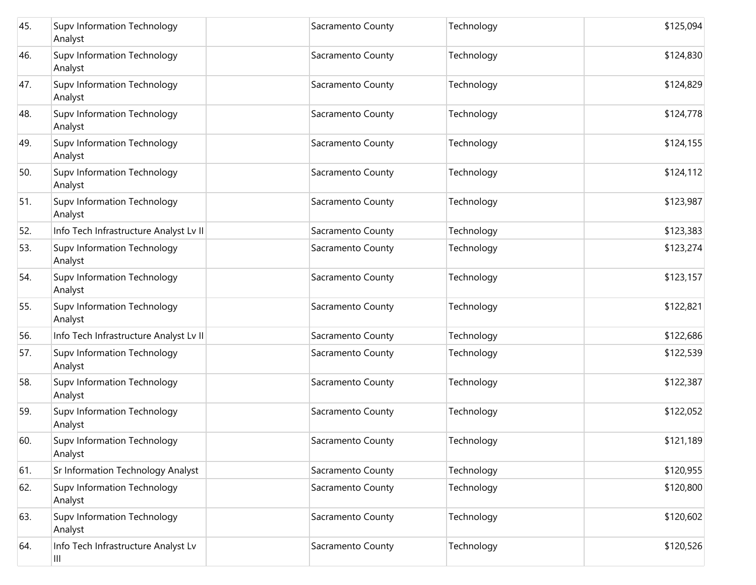| | | | | | |
|---|---|---|---|---|---|
| 45. | Supv Information Technology Analyst | | Sacramento County | Technology | $125,094 |
| 46. | Supv Information Technology Analyst | | Sacramento County | Technology | $124,830 |
| 47. | Supv Information Technology Analyst | | Sacramento County | Technology | $124,829 |
| 48. | Supv Information Technology Analyst | | Sacramento County | Technology | $124,778 |
| 49. | Supv Information Technology Analyst | | Sacramento County | Technology | $124,155 |
| 50. | Supv Information Technology Analyst | | Sacramento County | Technology | $124,112 |
| 51. | Supv Information Technology Analyst | | Sacramento County | Technology | $123,987 |
| 52. | Info Tech Infrastructure Analyst Lv II | | Sacramento County | Technology | $123,383 |
| 53. | Supv Information Technology Analyst | | Sacramento County | Technology | $123,274 |
| 54. | Supv Information Technology Analyst | | Sacramento County | Technology | $123,157 |
| 55. | Supv Information Technology Analyst | | Sacramento County | Technology | $122,821 |
| 56. | Info Tech Infrastructure Analyst Lv II | | Sacramento County | Technology | $122,686 |
| 57. | Supv Information Technology Analyst | | Sacramento County | Technology | $122,539 |
| 58. | Supv Information Technology Analyst | | Sacramento County | Technology | $122,387 |
| 59. | Supv Information Technology Analyst | | Sacramento County | Technology | $122,052 |
| 60. | Supv Information Technology Analyst | | Sacramento County | Technology | $121,189 |
| 61. | Sr Information Technology Analyst | | Sacramento County | Technology | $120,955 |
| 62. | Supv Information Technology Analyst | | Sacramento County | Technology | $120,800 |
| 63. | Supv Information Technology Analyst | | Sacramento County | Technology | $120,602 |
| 64. | Info Tech Infrastructure Analyst Lv III | | Sacramento County | Technology | $120,526 |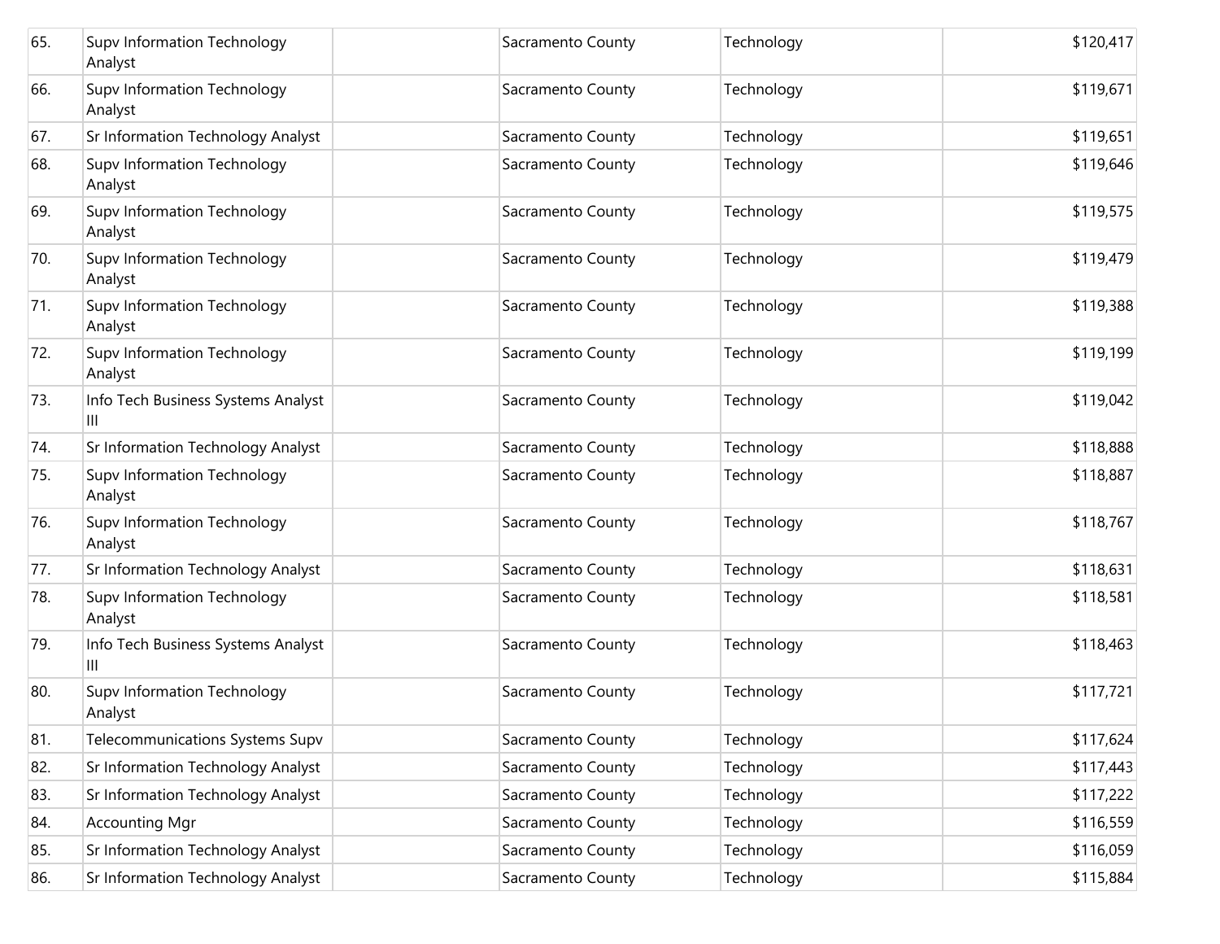| | | | | | |
|---|---|---|---|---|---|
| 65. | Supv Information Technology Analyst | | Sacramento County | Technology | $120,417 |
| 66. | Supv Information Technology Analyst | | Sacramento County | Technology | $119,671 |
| 67. | Sr Information Technology Analyst | | Sacramento County | Technology | $119,651 |
| 68. | Supv Information Technology Analyst | | Sacramento County | Technology | $119,646 |
| 69. | Supv Information Technology Analyst | | Sacramento County | Technology | $119,575 |
| 70. | Supv Information Technology Analyst | | Sacramento County | Technology | $119,479 |
| 71. | Supv Information Technology Analyst | | Sacramento County | Technology | $119,388 |
| 72. | Supv Information Technology Analyst | | Sacramento County | Technology | $119,199 |
| 73. | Info Tech Business Systems Analyst III | | Sacramento County | Technology | $119,042 |
| 74. | Sr Information Technology Analyst | | Sacramento County | Technology | $118,888 |
| 75. | Supv Information Technology Analyst | | Sacramento County | Technology | $118,887 |
| 76. | Supv Information Technology Analyst | | Sacramento County | Technology | $118,767 |
| 77. | Sr Information Technology Analyst | | Sacramento County | Technology | $118,631 |
| 78. | Supv Information Technology Analyst | | Sacramento County | Technology | $118,581 |
| 79. | Info Tech Business Systems Analyst III | | Sacramento County | Technology | $118,463 |
| 80. | Supv Information Technology Analyst | | Sacramento County | Technology | $117,721 |
| 81. | Telecommunications Systems Supv | | Sacramento County | Technology | $117,624 |
| 82. | Sr Information Technology Analyst | | Sacramento County | Technology | $117,443 |
| 83. | Sr Information Technology Analyst | | Sacramento County | Technology | $117,222 |
| 84. | Accounting Mgr | | Sacramento County | Technology | $116,559 |
| 85. | Sr Information Technology Analyst | | Sacramento County | Technology | $116,059 |
| 86. | Sr Information Technology Analyst | | Sacramento County | Technology | $115,884 |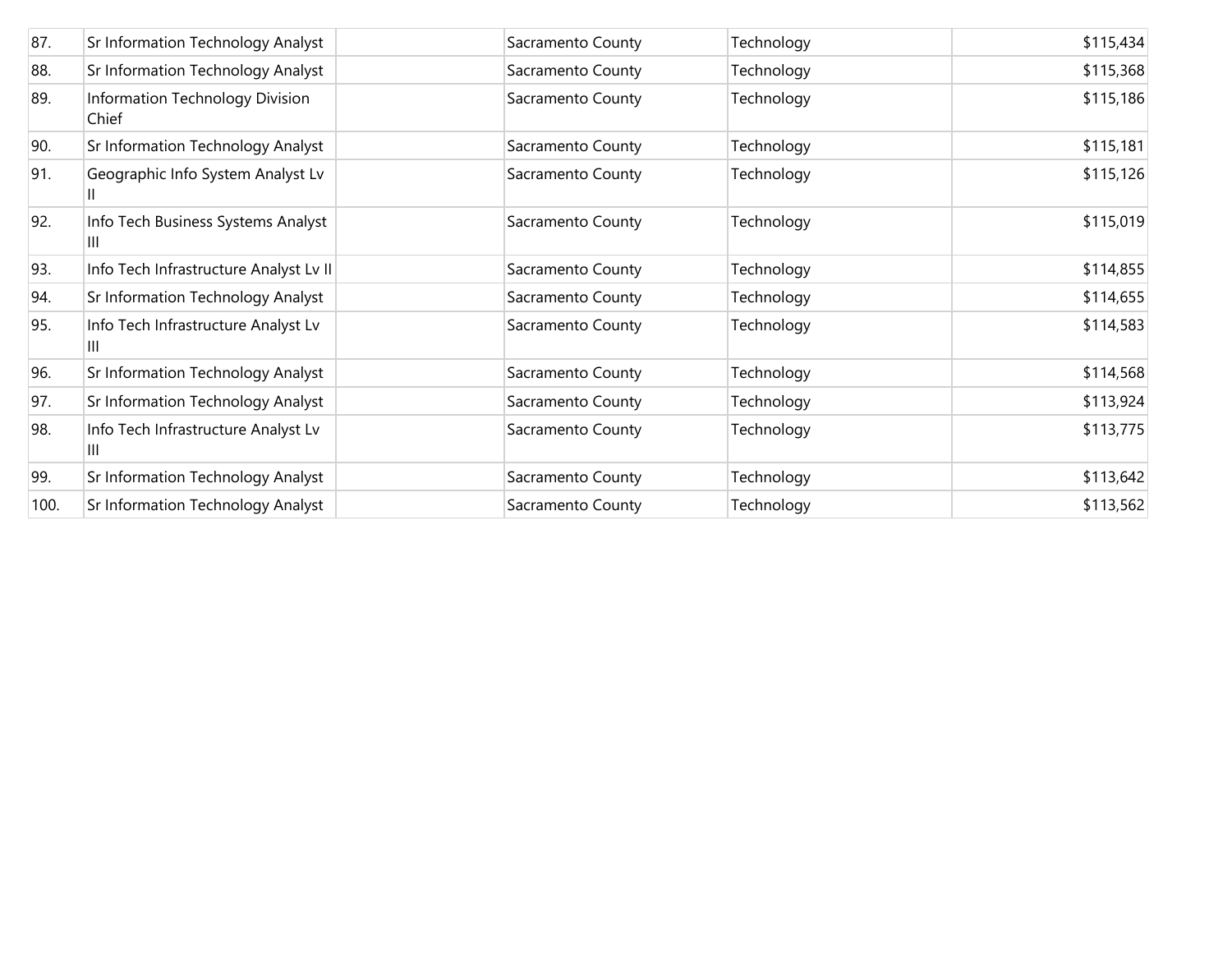| | | | | | |
|---|---|---|---|---|---|
| 87. | Sr Information Technology Analyst | | Sacramento County | Technology | $115,434 |
| 88. | Sr Information Technology Analyst | | Sacramento County | Technology | $115,368 |
| 89. | Information Technology Division Chief | | Sacramento County | Technology | $115,186 |
| 90. | Sr Information Technology Analyst | | Sacramento County | Technology | $115,181 |
| 91. | Geographic Info System Analyst Lv II | | Sacramento County | Technology | $115,126 |
| 92. | Info Tech Business Systems Analyst III | | Sacramento County | Technology | $115,019 |
| 93. | Info Tech Infrastructure Analyst Lv II | | Sacramento County | Technology | $114,855 |
| 94. | Sr Information Technology Analyst | | Sacramento County | Technology | $114,655 |
| 95. | Info Tech Infrastructure Analyst Lv III | | Sacramento County | Technology | $114,583 |
| 96. | Sr Information Technology Analyst | | Sacramento County | Technology | $114,568 |
| 97. | Sr Information Technology Analyst | | Sacramento County | Technology | $113,924 |
| 98. | Info Tech Infrastructure Analyst Lv III | | Sacramento County | Technology | $113,775 |
| 99. | Sr Information Technology Analyst | | Sacramento County | Technology | $113,642 |
| 100. | Sr Information Technology Analyst | | Sacramento County | Technology | $113,562 |